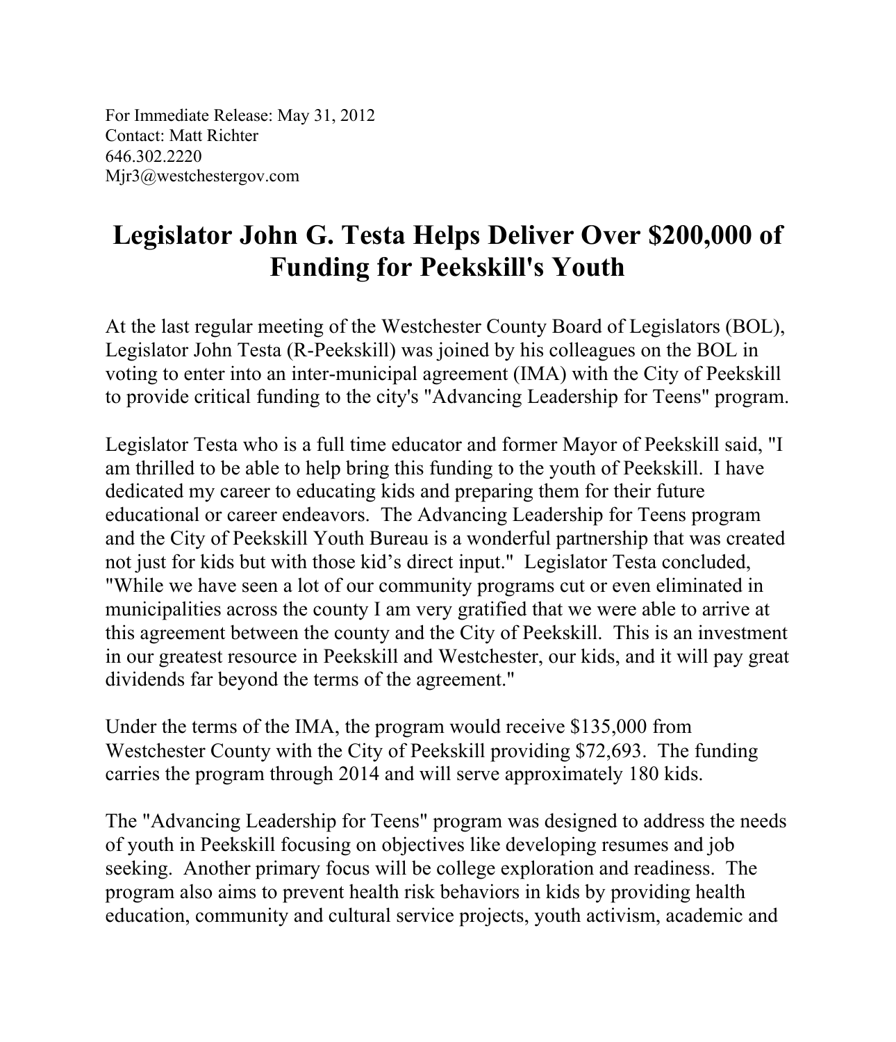For Immediate Release: May 31, 2012
Contact: Matt Richter
646.302.2220
Mjr3@westchestergov.com

# Legislator John G. Testa Helps Deliver Over $200,000 of Funding for Peekskill's Youth

At the last regular meeting of the Westchester County Board of Legislators (BOL), Legislator John Testa (R-Peekskill) was joined by his colleagues on the BOL in voting to enter into an inter-municipal agreement (IMA) with the City of Peekskill to provide critical funding to the city's "Advancing Leadership for Teens" program.

Legislator Testa who is a full time educator and former Mayor of Peekskill said, "I am thrilled to be able to help bring this funding to the youth of Peekskill. I have dedicated my career to educating kids and preparing them for their future educational or career endeavors. The Advancing Leadership for Teens program and the City of Peekskill Youth Bureau is a wonderful partnership that was created not just for kids but with those kid's direct input." Legislator Testa concluded, "While we have seen a lot of our community programs cut or even eliminated in municipalities across the county I am very gratified that we were able to arrive at this agreement between the county and the City of Peekskill. This is an investment in our greatest resource in Peekskill and Westchester, our kids, and it will pay great dividends far beyond the terms of the agreement."

Under the terms of the IMA, the program would receive $135,000 from Westchester County with the City of Peekskill providing $72,693. The funding carries the program through 2014 and will serve approximately 180 kids.

The "Advancing Leadership for Teens" program was designed to address the needs of youth in Peekskill focusing on objectives like developing resumes and job seeking. Another primary focus will be college exploration and readiness. The program also aims to prevent health risk behaviors in kids by providing health education, community and cultural service projects, youth activism, academic and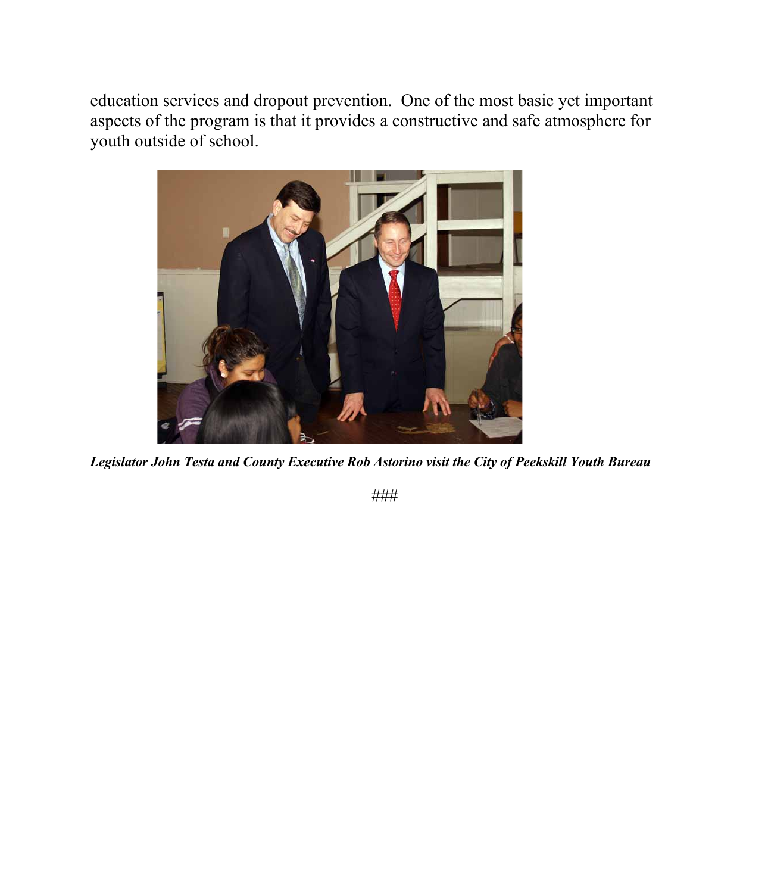education services and dropout prevention. One of the most basic yet important aspects of the program is that it provides a constructive and safe atmosphere for youth outside of school.

***Legislator John Testa and County Executive Rob Astorino visit the City of Peekskill Youth Bureau***

###